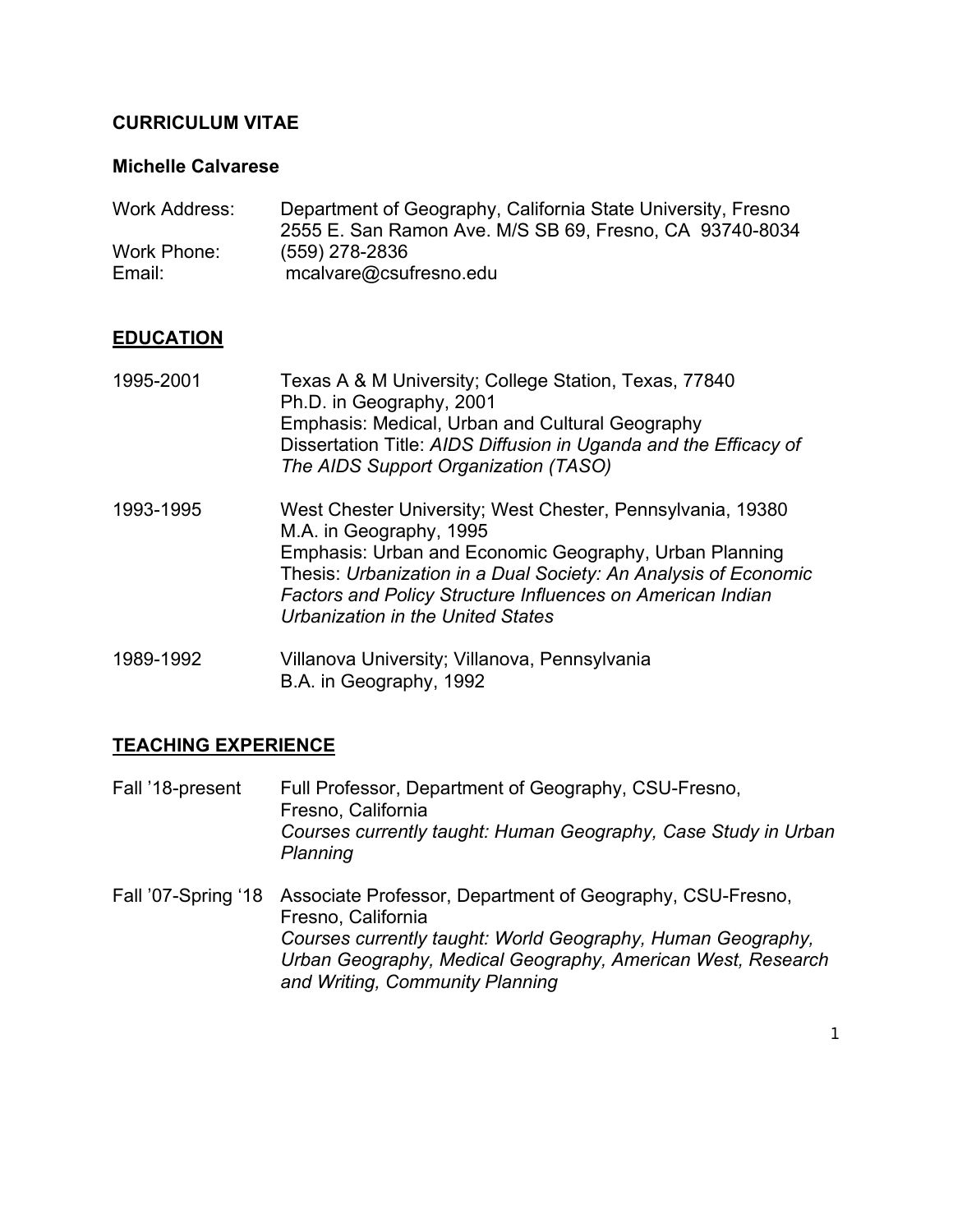# CURRICULUM VITAE

## Michelle Calvarese

Work Address: Department of Geography, California State University, Fresno
2555 E. San Ramon Ave. M/S SB 69, Fresno, CA 93740-8034
Work Phone: (559) 278-2836
Email: mcalvare@csufresno.edu

## EDUCATION

**1995-2001**
Texas A & M University; College Station, Texas, 77840
Ph.D. in Geography, 2001
Emphasis: Medical, Urban and Cultural Geography
Dissertation Title: *AIDS Diffusion in Uganda and the Efficacy of The AIDS Support Organization (TASO)*

**1993-1995**
West Chester University; West Chester, Pennsylvania, 19380
M.A. in Geography, 1995
Emphasis: Urban and Economic Geography, Urban Planning
Thesis: *Urbanization in a Dual Society: An Analysis of Economic Factors and Policy Structure Influences on American Indian Urbanization in the United States*

**1989-1992**
Villanova University; Villanova, Pennsylvania
B.A. in Geography, 1992

## TEACHING EXPERIENCE

**Fall '18-present**
Full Professor, Department of Geography, CSU-Fresno, Fresno, California
*Courses currently taught: Human Geography, Case Study in Urban Planning*

**Fall '07-Spring '18**
Associate Professor, Department of Geography, CSU-Fresno, Fresno, California
*Courses currently taught: World Geography, Human Geography, Urban Geography, Medical Geography, American West, Research and Writing, Community Planning*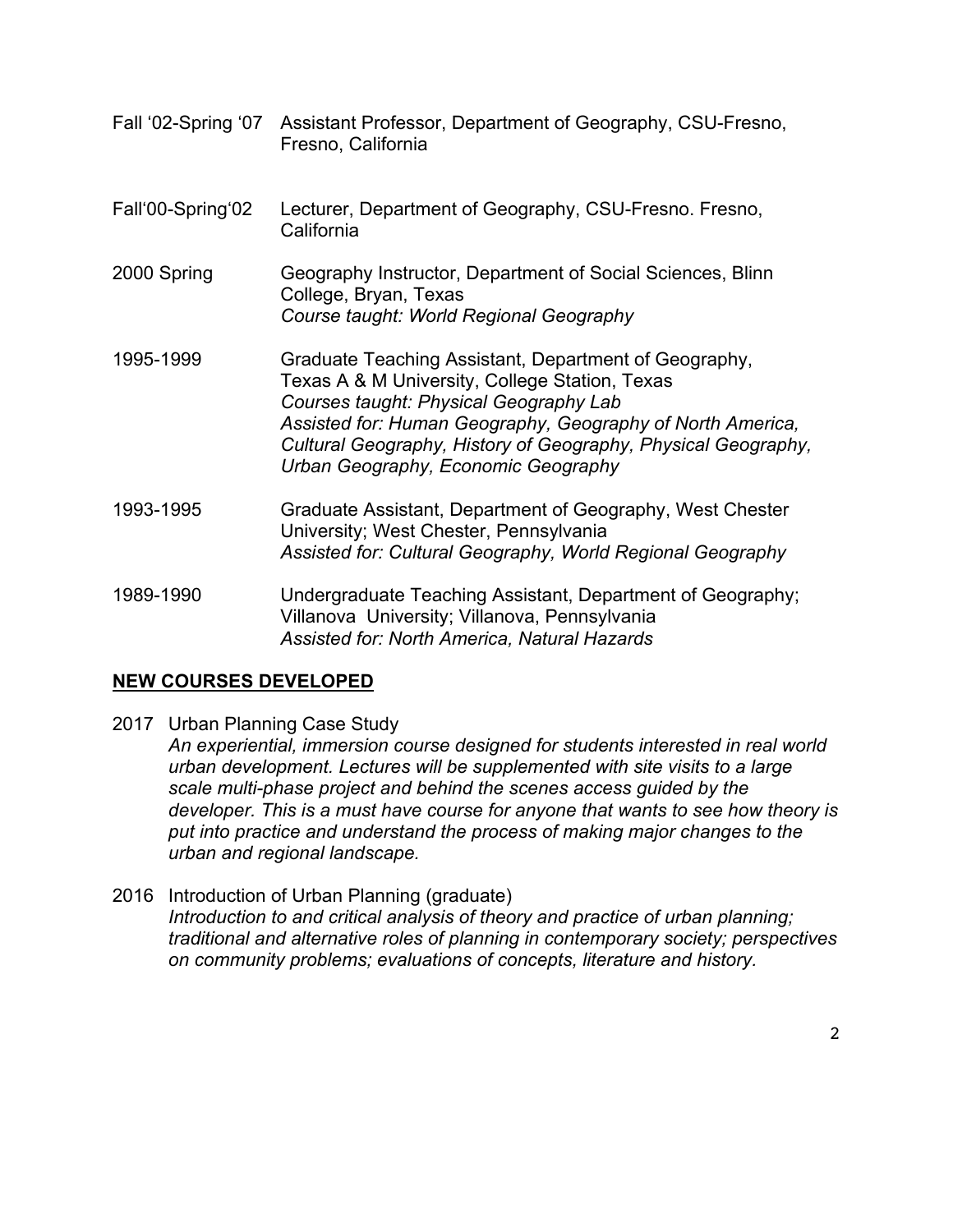Fall '02-Spring '07 Assistant Professor, Department of Geography, CSU-Fresno, Fresno, California

Fall'00-Spring'02 Lecturer, Department of Geography, CSU-Fresno. Fresno, California

2000 Spring Geography Instructor, Department of Social Sciences, Blinn College, Bryan, Texas
*Course taught: World Regional Geography*

1995-1999 Graduate Teaching Assistant, Department of Geography, Texas A & M University, College Station, Texas
*Courses taught: Physical Geography Lab*
*Assisted for: Human Geography, Geography of North America, Cultural Geography, History of Geography, Physical Geography, Urban Geography, Economic Geography*

1993-1995 Graduate Assistant, Department of Geography, West Chester University; West Chester, Pennsylvania
*Assisted for: Cultural Geography, World Regional Geography*

1989-1990 Undergraduate Teaching Assistant, Department of Geography; Villanova University; Villanova, Pennsylvania
*Assisted for: North America, Natural Hazards*

## NEW COURSES DEVELOPED

2017 Urban Planning Case Study
*An experiential, immersion course designed for students interested in real world urban development. Lectures will be supplemented with site visits to a large scale multi-phase project and behind the scenes access guided by the developer. This is a must have course for anyone that wants to see how theory is put into practice and understand the process of making major changes to the urban and regional landscape.*

2016 Introduction of Urban Planning (graduate)
*Introduction to and critical analysis of theory and practice of urban planning; traditional and alternative roles of planning in contemporary society; perspectives on community problems; evaluations of concepts, literature and history.*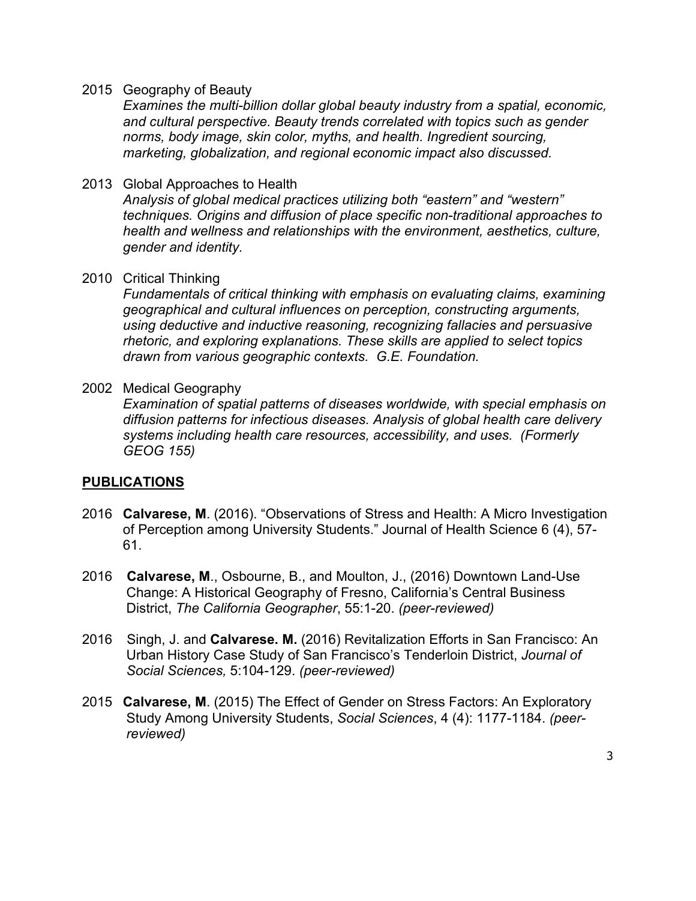2015 Geography of Beauty
*Examines the multi-billion dollar global beauty industry from a spatial, economic, and cultural perspective. Beauty trends correlated with topics such as gender norms, body image, skin color, myths, and health. Ingredient sourcing, marketing, globalization, and regional economic impact also discussed.*

2013 Global Approaches to Health
*Analysis of global medical practices utilizing both "eastern" and "western" techniques. Origins and diffusion of place specific non-traditional approaches to health and wellness and relationships with the environment, aesthetics, culture, gender and identity.*

2010 Critical Thinking
*Fundamentals of critical thinking with emphasis on evaluating claims, examining geographical and cultural influences on perception, constructing arguments, using deductive and inductive reasoning, recognizing fallacies and persuasive rhetoric, and exploring explanations. These skills are applied to select topics drawn from various geographic contexts. G.E. Foundation.*

2002 Medical Geography
*Examination of spatial patterns of diseases worldwide, with special emphasis on diffusion patterns for infectious diseases. Analysis of global health care delivery systems including health care resources, accessibility, and uses. (Formerly GEOG 155)*

## PUBLICATIONS

2016 **Calvarese, M**. (2016). "Observations of Stress and Health: A Micro Investigation of Perception among University Students." Journal of Health Science 6 (4), 57-61.

2016 **Calvarese, M**., Osbourne, B., and Moulton, J., (2016) Downtown Land-Use Change: A Historical Geography of Fresno, California's Central Business District, *The California Geographer*, 55:1-20. *(peer-reviewed)*

2016 Singh, J. and **Calvarese. M.** (2016) Revitalization Efforts in San Francisco: An Urban History Case Study of San Francisco's Tenderloin District, *Journal of Social Sciences,* 5:104-129. *(peer-reviewed)*

2015 **Calvarese, M**. (2015) The Effect of Gender on Stress Factors: An Exploratory Study Among University Students, *Social Sciences*, 4 (4): 1177-1184. *(peer-reviewed)*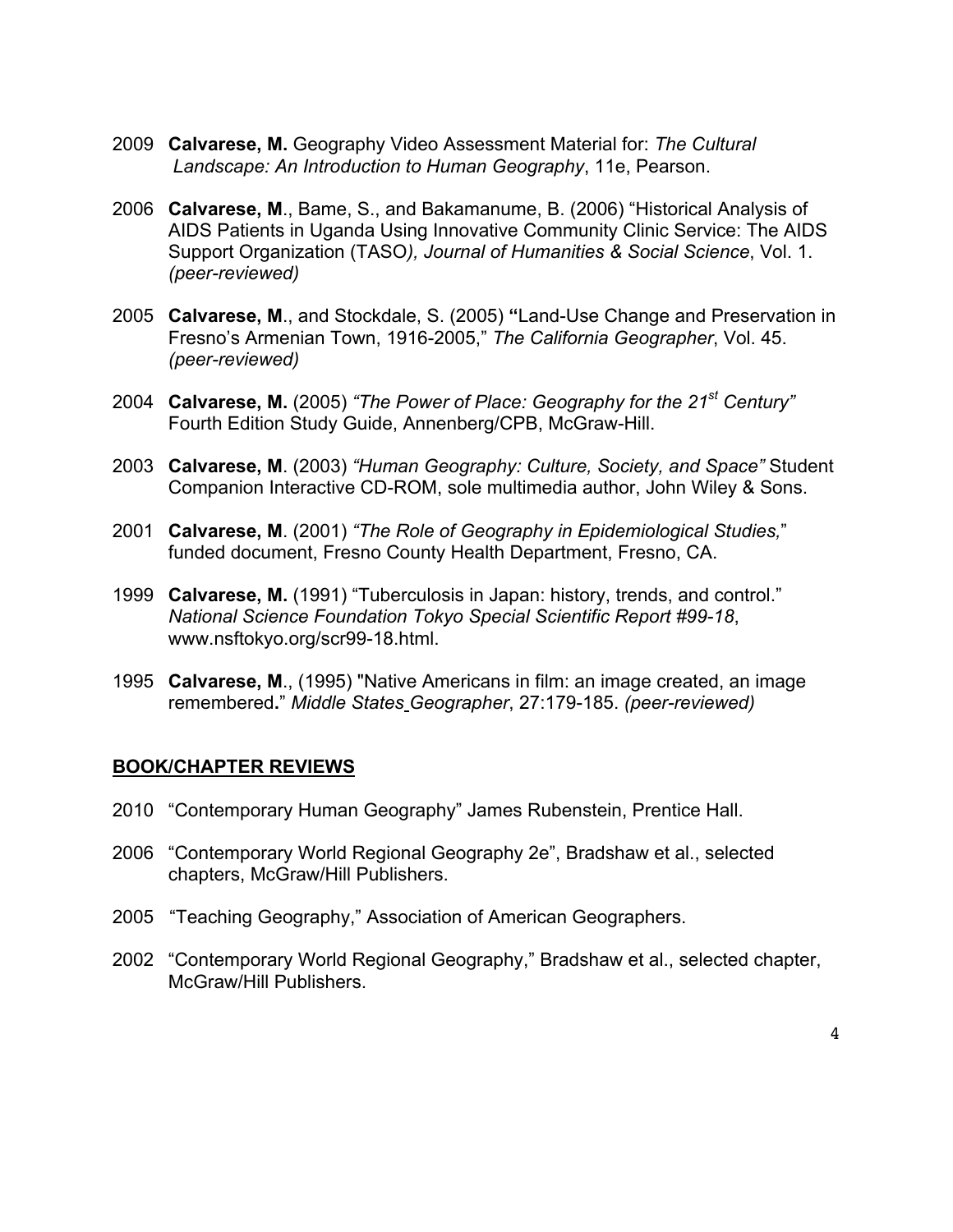2009 **Calvarese, M.** Geography Video Assessment Material for: *The Cultural Landscape: An Introduction to Human Geography*, 11e, Pearson.

2006 **Calvarese, M**., Bame, S., and Bakamanume, B. (2006) "Historical Analysis of AIDS Patients in Uganda Using Innovative Community Clinic Service: The AIDS Support Organization (TASO*), Journal of Humanities & Social Science*, Vol. 1. *(peer-reviewed)*

2005 **Calvarese, M**., and Stockdale, S. (2005) **"**Land-Use Change and Preservation in Fresno's Armenian Town, 1916-2005," *The California Geographer*, Vol. 45. *(peer-reviewed)*

2004 **Calvarese, M.** (2005) *"The Power of Place: Geography for the 21st Century"* Fourth Edition Study Guide, Annenberg/CPB, McGraw-Hill.

2003 **Calvarese, M**. (2003) *"Human Geography: Culture, Society, and Space"* Student Companion Interactive CD-ROM, sole multimedia author, John Wiley & Sons.

2001 **Calvarese, M**. (2001) *"The Role of Geography in Epidemiological Studies,"* funded document, Fresno County Health Department, Fresno, CA.

1999 **Calvarese, M.** (1991) "Tuberculosis in Japan: history, trends, and control." *National Science Foundation Tokyo Special Scientific Report #99-18*, www.nsftokyo.org/scr99-18.html.

1995 **Calvarese, M**., (1995) "Native Americans in film: an image created, an image remembered**.**" *Middle States Geographer*, 27:179-185. *(peer-reviewed)*

## BOOK/CHAPTER REVIEWS

2010 "Contemporary Human Geography" James Rubenstein, Prentice Hall.

2006 "Contemporary World Regional Geography 2e", Bradshaw et al., selected chapters, McGraw/Hill Publishers.

2005 "Teaching Geography," Association of American Geographers.

2002 "Contemporary World Regional Geography," Bradshaw et al., selected chapter, McGraw/Hill Publishers.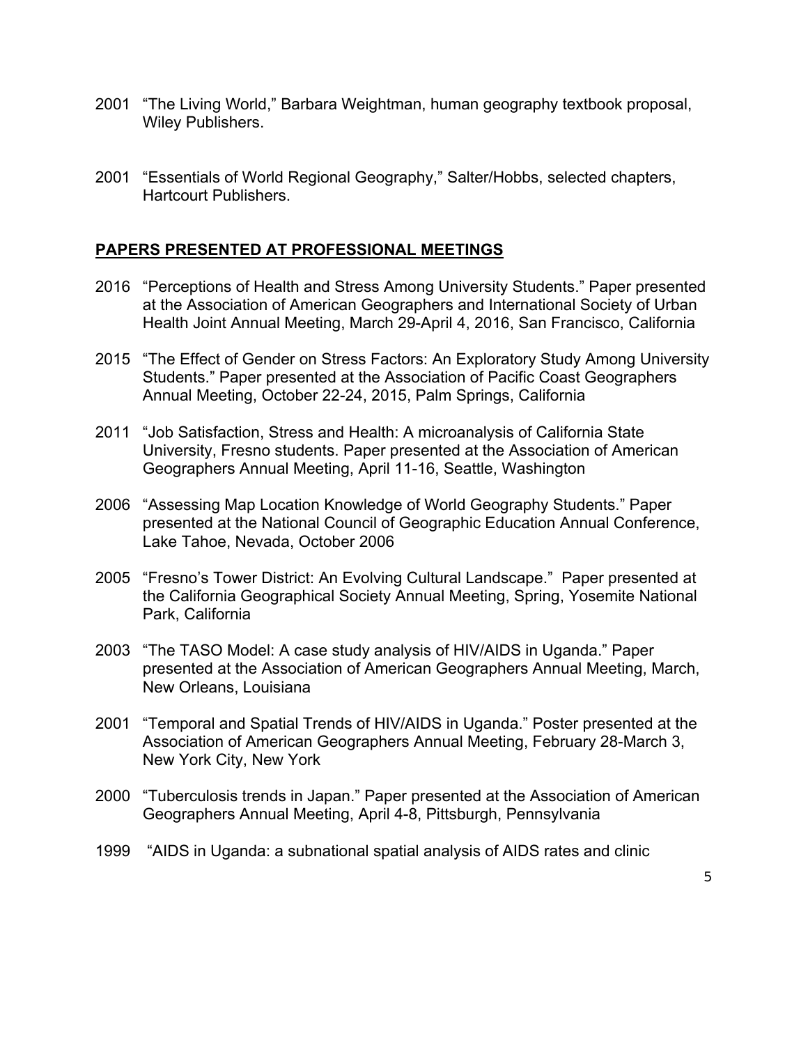2001 “The Living World,” Barbara Weightman, human geography textbook proposal, Wiley Publishers.

2001 “Essentials of World Regional Geography,” Salter/Hobbs, selected chapters, Hartcourt Publishers.

## PAPERS PRESENTED AT PROFESSIONAL MEETINGS

2016 “Perceptions of Health and Stress Among University Students.” Paper presented at the Association of American Geographers and International Society of Urban Health Joint Annual Meeting, March 29-April 4, 2016, San Francisco, California

2015 “The Effect of Gender on Stress Factors: An Exploratory Study Among University Students.” Paper presented at the Association of Pacific Coast Geographers Annual Meeting, October 22-24, 2015, Palm Springs, California

2011 “Job Satisfaction, Stress and Health: A microanalysis of California State University, Fresno students. Paper presented at the Association of American Geographers Annual Meeting, April 11-16, Seattle, Washington

2006 “Assessing Map Location Knowledge of World Geography Students.” Paper presented at the National Council of Geographic Education Annual Conference, Lake Tahoe, Nevada, October 2006

2005 “Fresno’s Tower District: An Evolving Cultural Landscape.” Paper presented at the California Geographical Society Annual Meeting, Spring, Yosemite National Park, California

2003 “The TASO Model: A case study analysis of HIV/AIDS in Uganda.” Paper presented at the Association of American Geographers Annual Meeting, March, New Orleans, Louisiana

2001 “Temporal and Spatial Trends of HIV/AIDS in Uganda.” Poster presented at the Association of American Geographers Annual Meeting, February 28-March 3, New York City, New York

2000 “Tuberculosis trends in Japan.” Paper presented at the Association of American Geographers Annual Meeting, April 4-8, Pittsburgh, Pennsylvania

1999 “AIDS in Uganda: a subnational spatial analysis of AIDS rates and clinic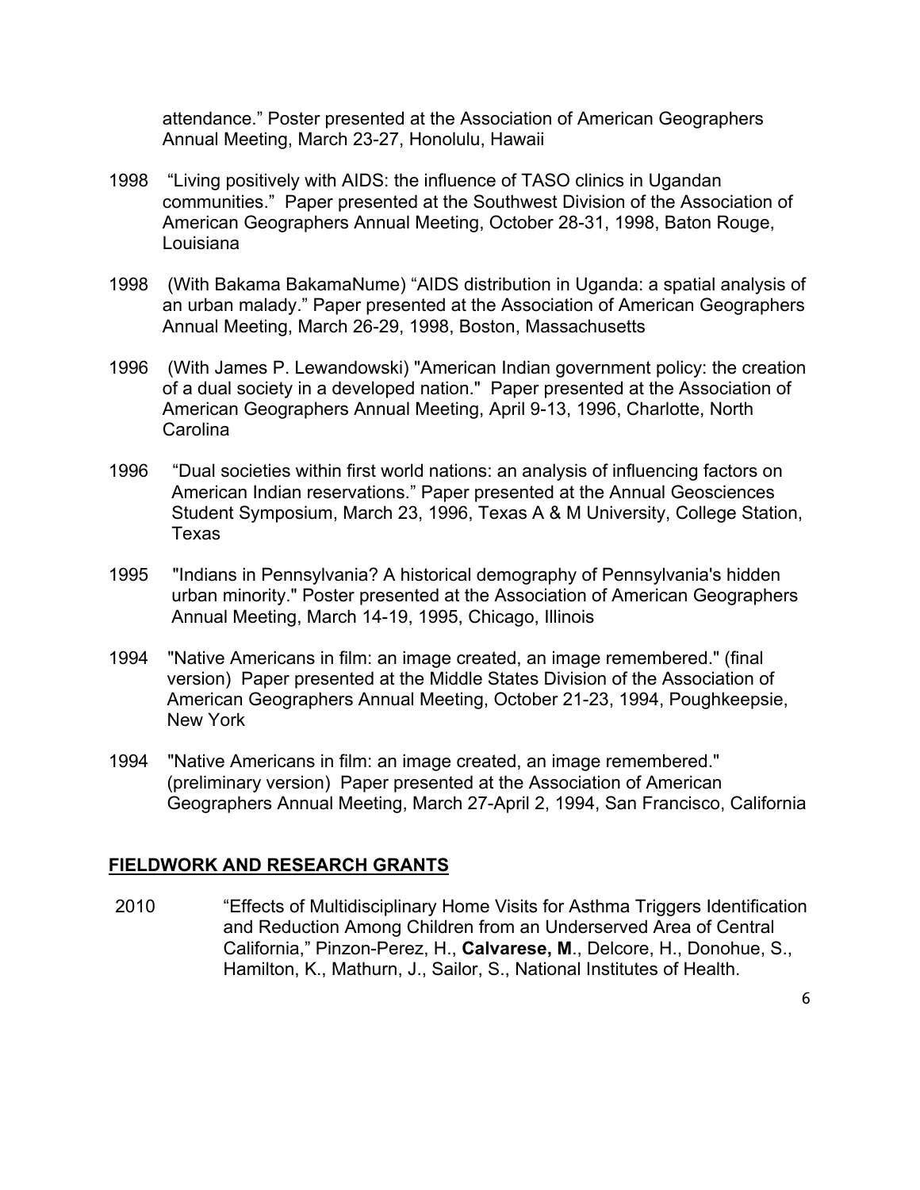attendance." Poster presented at the Association of American Geographers Annual Meeting, March 23-27, Honolulu, Hawaii

1998 "Living positively with AIDS: the influence of TASO clinics in Ugandan communities." Paper presented at the Southwest Division of the Association of American Geographers Annual Meeting, October 28-31, 1998, Baton Rouge, Louisiana

1998 (With Bakama BakamaNume) "AIDS distribution in Uganda: a spatial analysis of an urban malady." Paper presented at the Association of American Geographers Annual Meeting, March 26-29, 1998, Boston, Massachusetts

1996 (With James P. Lewandowski) "American Indian government policy: the creation of a dual society in a developed nation." Paper presented at the Association of American Geographers Annual Meeting, April 9-13, 1996, Charlotte, North Carolina

1996 "Dual societies within first world nations: an analysis of influencing factors on American Indian reservations." Paper presented at the Annual Geosciences Student Symposium, March 23, 1996, Texas A & M University, College Station, Texas

1995 "Indians in Pennsylvania? A historical demography of Pennsylvania's hidden urban minority." Poster presented at the Association of American Geographers Annual Meeting, March 14-19, 1995, Chicago, Illinois

1994 "Native Americans in film: an image created, an image remembered." (final version) Paper presented at the Middle States Division of the Association of American Geographers Annual Meeting, October 21-23, 1994, Poughkeepsie, New York

1994 "Native Americans in film: an image created, an image remembered." (preliminary version) Paper presented at the Association of American Geographers Annual Meeting, March 27-April 2, 1994, San Francisco, California

## FIELDWORK AND RESEARCH GRANTS

2010 "Effects of Multidisciplinary Home Visits for Asthma Triggers Identification and Reduction Among Children from an Underserved Area of Central California," Pinzon-Perez, H., **Calvarese, M**., Delcore, H., Donohue, S., Hamilton, K., Mathurn, J., Sailor, S., National Institutes of Health.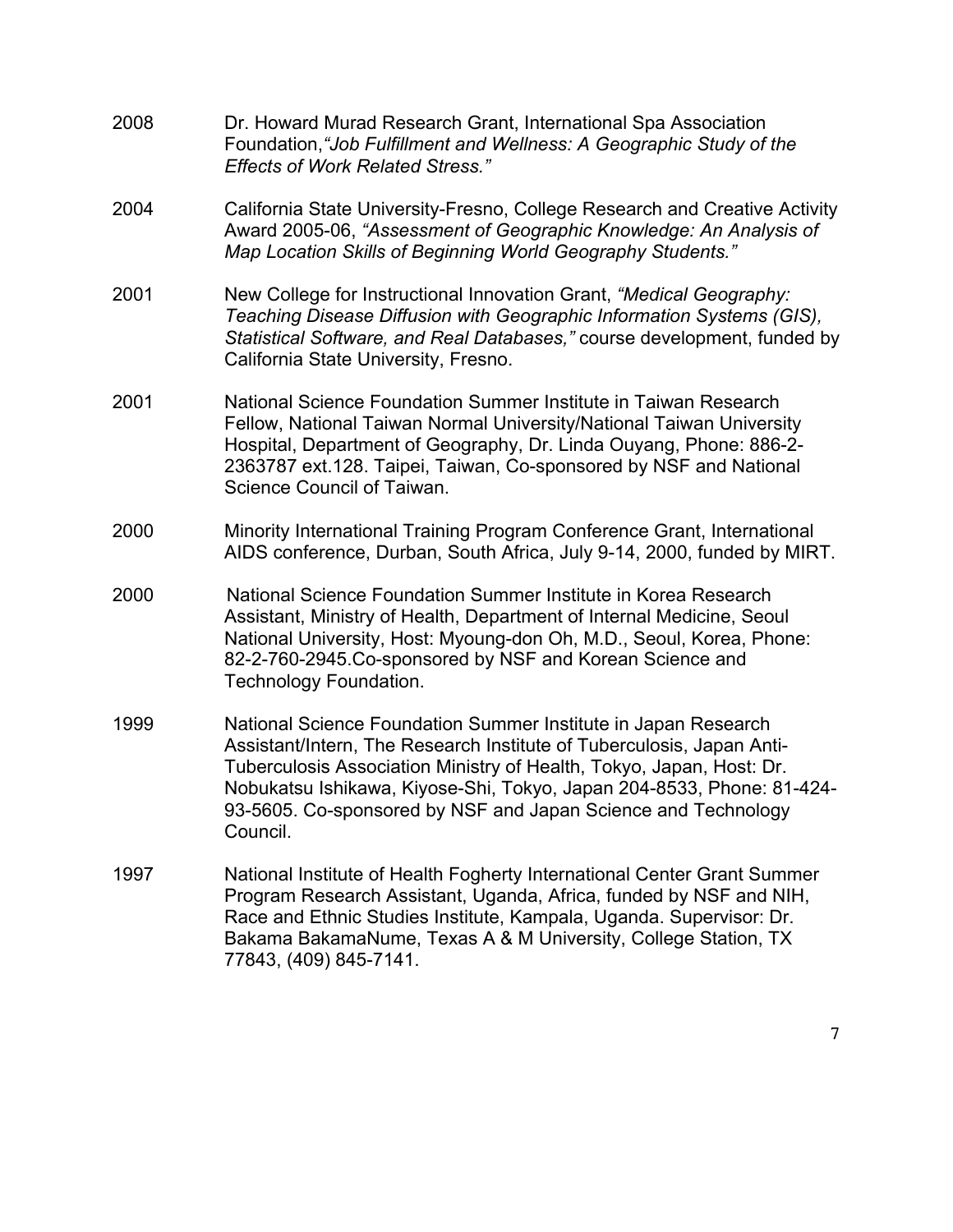2008 Dr. Howard Murad Research Grant, International Spa Association Foundation,*"Job Fulfillment and Wellness: A Geographic Study of the Effects of Work Related Stress."*

2004 California State University-Fresno, College Research and Creative Activity Award 2005-06, *"Assessment of Geographic Knowledge: An Analysis of Map Location Skills of Beginning World Geography Students."*

2001 New College for Instructional Innovation Grant, *"Medical Geography: Teaching Disease Diffusion with Geographic Information Systems (GIS), Statistical Software, and Real Databases,"* course development, funded by California State University, Fresno.

2001 National Science Foundation Summer Institute in Taiwan Research Fellow, National Taiwan Normal University/National Taiwan University Hospital, Department of Geography, Dr. Linda Ouyang, Phone: 886-2-2363787 ext.128. Taipei, Taiwan, Co-sponsored by NSF and National Science Council of Taiwan.

2000 Minority International Training Program Conference Grant, International AIDS conference, Durban, South Africa, July 9-14, 2000, funded by MIRT.

2000 National Science Foundation Summer Institute in Korea Research Assistant, Ministry of Health, Department of Internal Medicine, Seoul National University, Host: Myoung-don Oh, M.D., Seoul, Korea, Phone: 82-2-760-2945.Co-sponsored by NSF and Korean Science and Technology Foundation.

1999 National Science Foundation Summer Institute in Japan Research Assistant/Intern, The Research Institute of Tuberculosis, Japan Anti-Tuberculosis Association Ministry of Health, Tokyo, Japan, Host: Dr. Nobukatsu Ishikawa, Kiyose-Shi, Tokyo, Japan 204-8533, Phone: 81-424-93-5605. Co-sponsored by NSF and Japan Science and Technology Council.

1997 National Institute of Health Fogherty International Center Grant Summer Program Research Assistant, Uganda, Africa, funded by NSF and NIH, Race and Ethnic Studies Institute, Kampala, Uganda. Supervisor: Dr. Bakama BakamaNume, Texas A & M University, College Station, TX 77843, (409) 845-7141.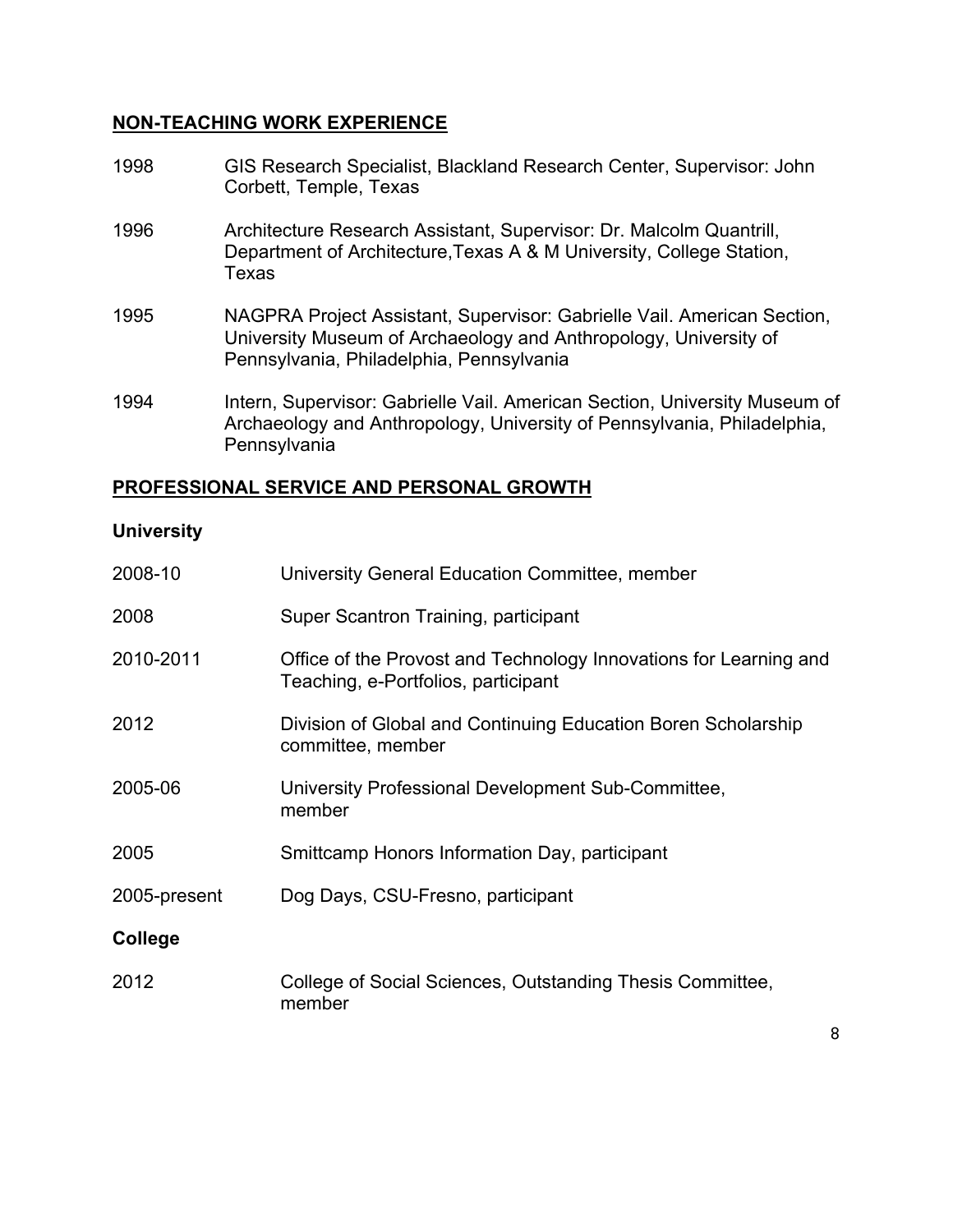## NON-TEACHING WORK EXPERIENCE

1998 GIS Research Specialist, Blackland Research Center, Supervisor: John Corbett, Temple, Texas

1996 Architecture Research Assistant, Supervisor: Dr. Malcolm Quantrill, Department of Architecture,Texas A & M University, College Station, Texas

1995 NAGPRA Project Assistant, Supervisor: Gabrielle Vail. American Section, University Museum of Archaeology and Anthropology, University of Pennsylvania, Philadelphia, Pennsylvania

1994 Intern, Supervisor: Gabrielle Vail. American Section, University Museum of Archaeology and Anthropology, University of Pennsylvania, Philadelphia, Pennsylvania

## PROFESSIONAL SERVICE AND PERSONAL GROWTH

### University

2008-10 University General Education Committee, member

2008 Super Scantron Training, participant

2010-2011 Office of the Provost and Technology Innovations for Learning and Teaching, e-Portfolios, participant

2012 Division of Global and Continuing Education Boren Scholarship committee, member

2005-06 University Professional Development Sub-Committee, member

2005 Smittcamp Honors Information Day, participant

2005-present Dog Days, CSU-Fresno, participant

### College

2012 College of Social Sciences, Outstanding Thesis Committee, member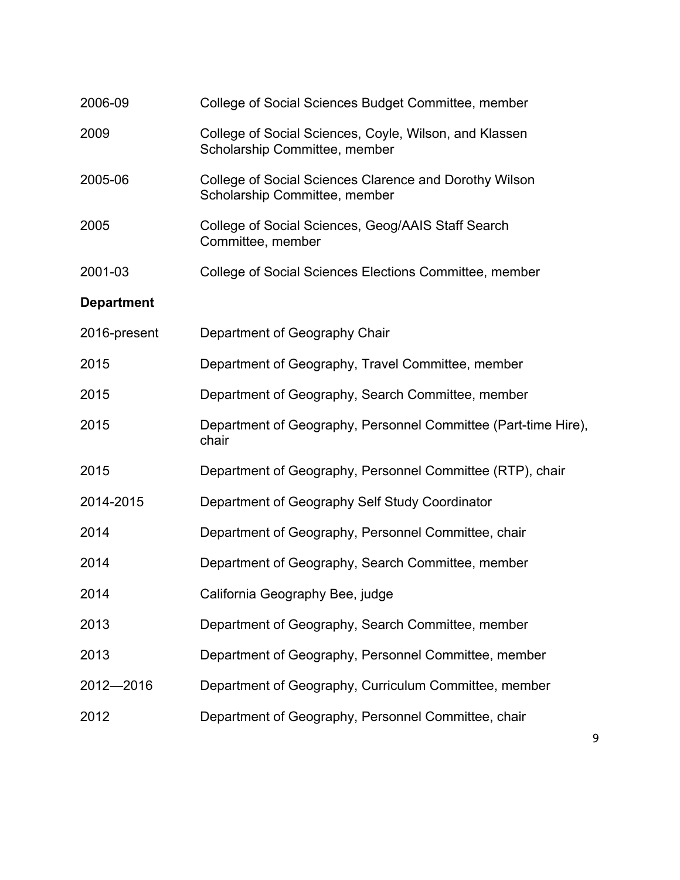2006-09 College of Social Sciences Budget Committee, member

2009 College of Social Sciences, Coyle, Wilson, and Klassen Scholarship Committee, member

2005-06 College of Social Sciences Clarence and Dorothy Wilson Scholarship Committee, member

2005 College of Social Sciences, Geog/AAIS Staff Search Committee, member

2001-03 College of Social Sciences Elections Committee, member

**Department**

2016-present Department of Geography Chair

2015 Department of Geography, Travel Committee, member

2015 Department of Geography, Search Committee, member

2015 Department of Geography, Personnel Committee (Part-time Hire), chair

2015 Department of Geography, Personnel Committee (RTP), chair

2014-2015 Department of Geography Self Study Coordinator

2014 Department of Geography, Personnel Committee, chair

2014 Department of Geography, Search Committee, member

2014 California Geography Bee, judge

2013 Department of Geography, Search Committee, member

2013 Department of Geography, Personnel Committee, member

2012—2016 Department of Geography, Curriculum Committee, member

2012 Department of Geography, Personnel Committee, chair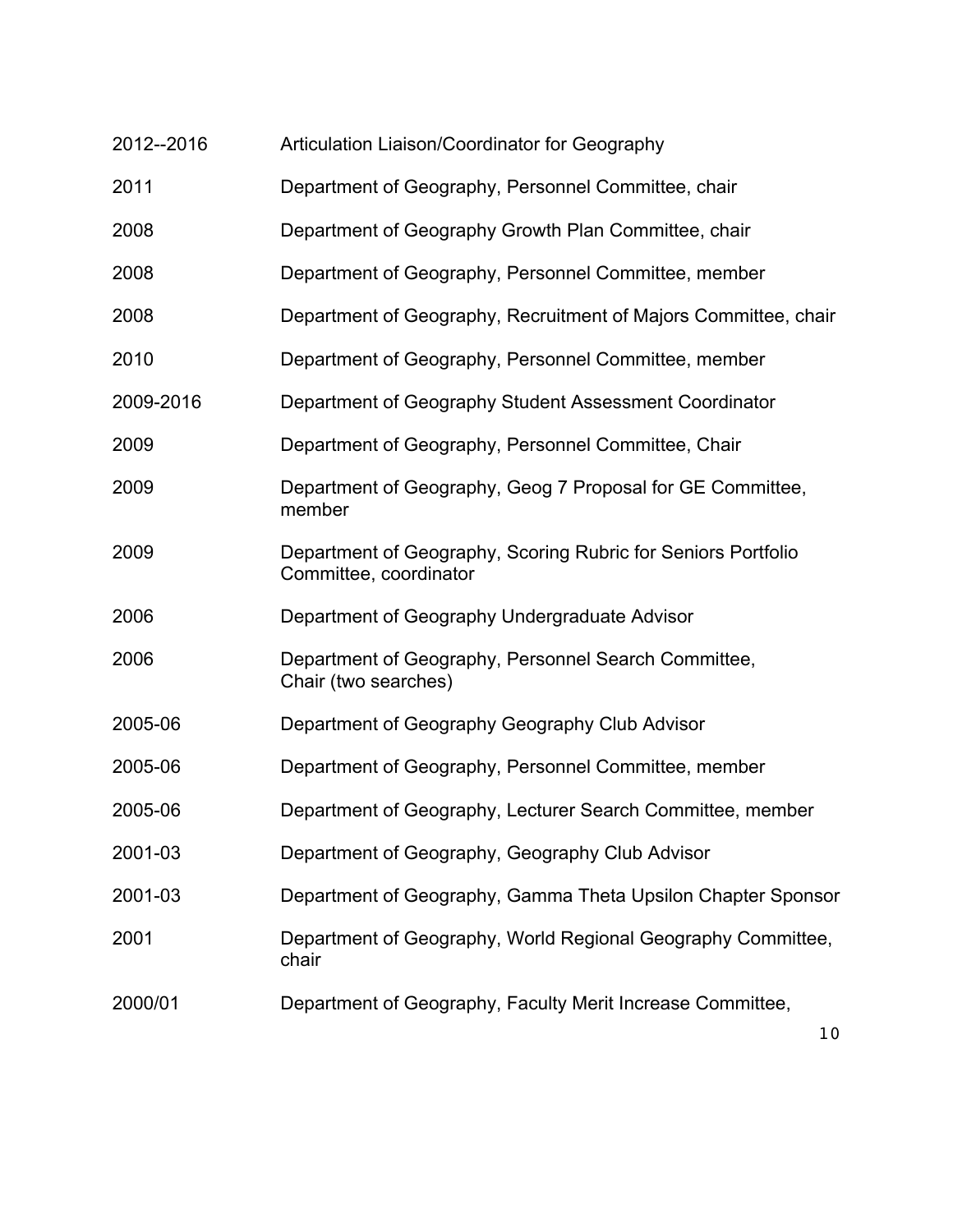| | |
|---|---|
| 2012--2016 | Articulation Liaison/Coordinator for Geography |
| 2011 | Department of Geography, Personnel Committee, chair |
| 2008 | Department of Geography Growth Plan Committee, chair |
| 2008 | Department of Geography, Personnel Committee, member |
| 2008 | Department of Geography, Recruitment of Majors Committee, chair |
| 2010 | Department of Geography, Personnel Committee, member |
| 2009-2016 | Department of Geography Student Assessment Coordinator |
| 2009 | Department of Geography, Personnel Committee, Chair |
| 2009 | Department of Geography, Geog 7 Proposal for GE Committee, member |
| 2009 | Department of Geography, Scoring Rubric for Seniors Portfolio Committee, coordinator |
| 2006 | Department of Geography Undergraduate Advisor |
| 2006 | Department of Geography, Personnel Search Committee, Chair (two searches) |
| 2005-06 | Department of Geography Geography Club Advisor |
| 2005-06 | Department of Geography, Personnel Committee, member |
| 2005-06 | Department of Geography, Lecturer Search Committee, member |
| 2001-03 | Department of Geography, Geography Club Advisor |
| 2001-03 | Department of Geography, Gamma Theta Upsilon Chapter Sponsor |
| 2001 | Department of Geography, World Regional Geography Committee, chair |
| 2000/01 | Department of Geography, Faculty Merit Increase Committee, |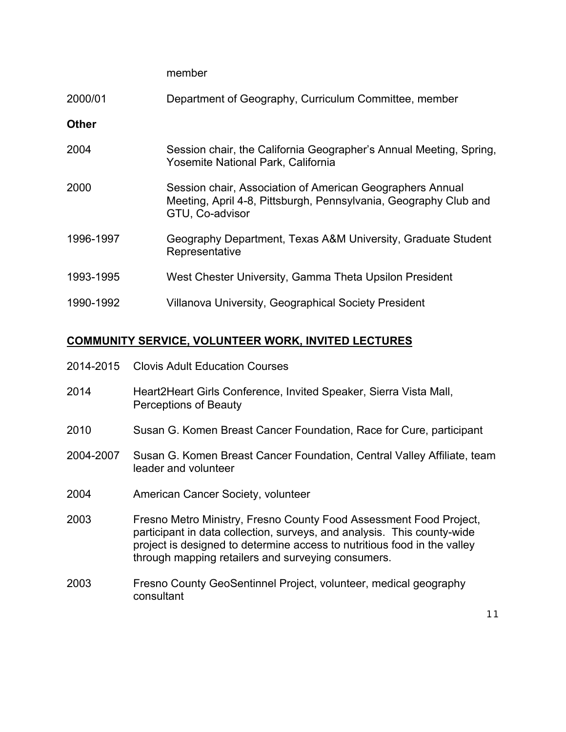member

2000/01 Department of Geography, Curriculum Committee, member

**Other**

2004 Session chair, the California Geographer's Annual Meeting, Spring, Yosemite National Park, California

2000 Session chair, Association of American Geographers Annual Meeting, April 4-8, Pittsburgh, Pennsylvania, Geography Club and GTU, Co-advisor

1996-1997 Geography Department, Texas A&M University, Graduate Student Representative

1993-1995 West Chester University, Gamma Theta Upsilon President

1990-1992 Villanova University, Geographical Society President

## COMMUNITY SERVICE, VOLUNTEER WORK, INVITED LECTURES

2014-2015 Clovis Adult Education Courses

2014 Heart2Heart Girls Conference, Invited Speaker, Sierra Vista Mall, Perceptions of Beauty

2010 Susan G. Komen Breast Cancer Foundation, Race for Cure, participant

2004-2007 Susan G. Komen Breast Cancer Foundation, Central Valley Affiliate, team leader and volunteer

2004 American Cancer Society, volunteer

2003 Fresno Metro Ministry, Fresno County Food Assessment Food Project, participant in data collection, surveys, and analysis. This county-wide project is designed to determine access to nutritious food in the valley through mapping retailers and surveying consumers.

2003 Fresno County GeoSentinnel Project, volunteer, medical geography consultant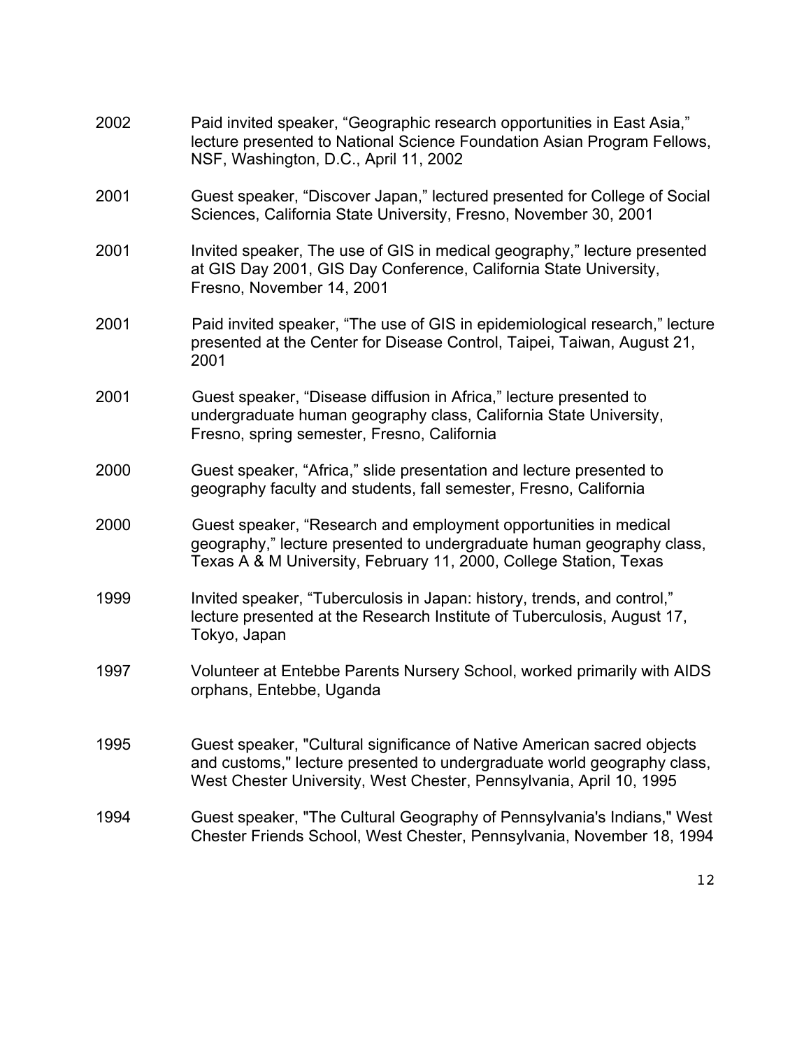2002 Paid invited speaker, "Geographic research opportunities in East Asia," lecture presented to National Science Foundation Asian Program Fellows, NSF, Washington, D.C., April 11, 2002

2001 Guest speaker, "Discover Japan," lectured presented for College of Social Sciences, California State University, Fresno, November 30, 2001

2001 Invited speaker, The use of GIS in medical geography," lecture presented at GIS Day 2001, GIS Day Conference, California State University, Fresno, November 14, 2001

2001 Paid invited speaker, "The use of GIS in epidemiological research," lecture presented at the Center for Disease Control, Taipei, Taiwan, August 21, 2001

2001 Guest speaker, "Disease diffusion in Africa," lecture presented to undergraduate human geography class, California State University, Fresno, spring semester, Fresno, California

2000 Guest speaker, "Africa," slide presentation and lecture presented to geography faculty and students, fall semester, Fresno, California

2000 Guest speaker, "Research and employment opportunities in medical geography," lecture presented to undergraduate human geography class, Texas A & M University, February 11, 2000, College Station, Texas

1999 Invited speaker, "Tuberculosis in Japan: history, trends, and control," lecture presented at the Research Institute of Tuberculosis, August 17, Tokyo, Japan

1997 Volunteer at Entebbe Parents Nursery School, worked primarily with AIDS orphans, Entebbe, Uganda

1995 Guest speaker, "Cultural significance of Native American sacred objects and customs," lecture presented to undergraduate world geography class, West Chester University, West Chester, Pennsylvania, April 10, 1995

1994 Guest speaker, "The Cultural Geography of Pennsylvania's Indians," West Chester Friends School, West Chester, Pennsylvania, November 18, 1994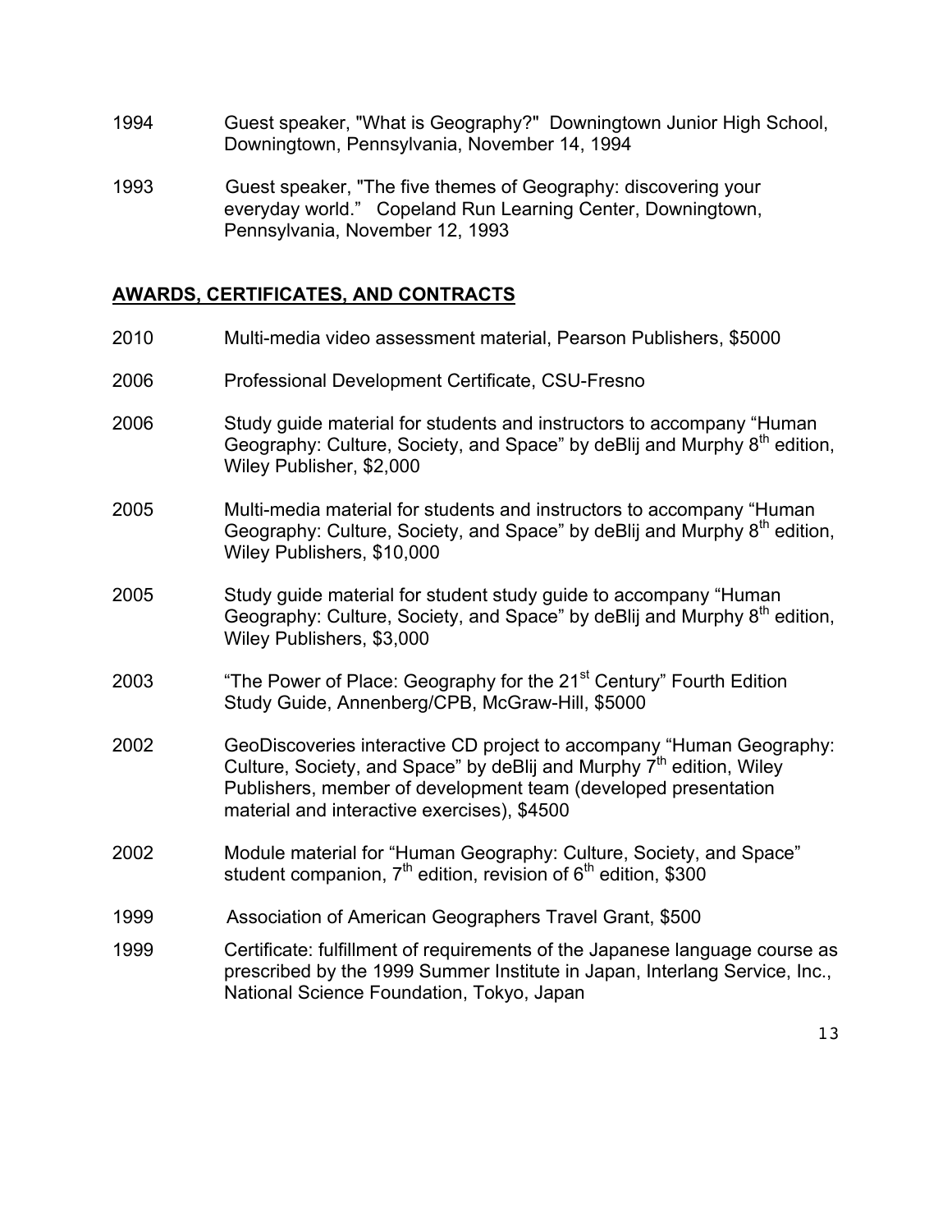1994 Guest speaker, "What is Geography?" Downingtown Junior High School, Downingtown, Pennsylvania, November 14, 1994

1993 Guest speaker, "The five themes of Geography: discovering your everyday world." Copeland Run Learning Center, Downingtown, Pennsylvania, November 12, 1993

## AWARDS, CERTIFICATES, AND CONTRACTS

2010 Multi-media video assessment material, Pearson Publishers, $5000

2006 Professional Development Certificate, CSU-Fresno

2006 Study guide material for students and instructors to accompany "Human Geography: Culture, Society, and Space" by deBlij and Murphy 8th edition, Wiley Publisher, $2,000

2005 Multi-media material for students and instructors to accompany "Human Geography: Culture, Society, and Space" by deBlij and Murphy 8th edition, Wiley Publishers, $10,000

2005 Study guide material for student study guide to accompany "Human Geography: Culture, Society, and Space" by deBlij and Murphy 8th edition, Wiley Publishers, $3,000

2003 "The Power of Place: Geography for the 21st Century" Fourth Edition Study Guide, Annenberg/CPB, McGraw-Hill, $5000

2002 GeoDiscoveries interactive CD project to accompany "Human Geography: Culture, Society, and Space" by deBlij and Murphy 7th edition, Wiley Publishers, member of development team (developed presentation material and interactive exercises), $4500

2002 Module material for "Human Geography: Culture, Society, and Space" student companion, 7th edition, revision of 6th edition, $300

1999 Association of American Geographers Travel Grant, $500

1999 Certificate: fulfillment of requirements of the Japanese language course as prescribed by the 1999 Summer Institute in Japan, Interlang Service, Inc., National Science Foundation, Tokyo, Japan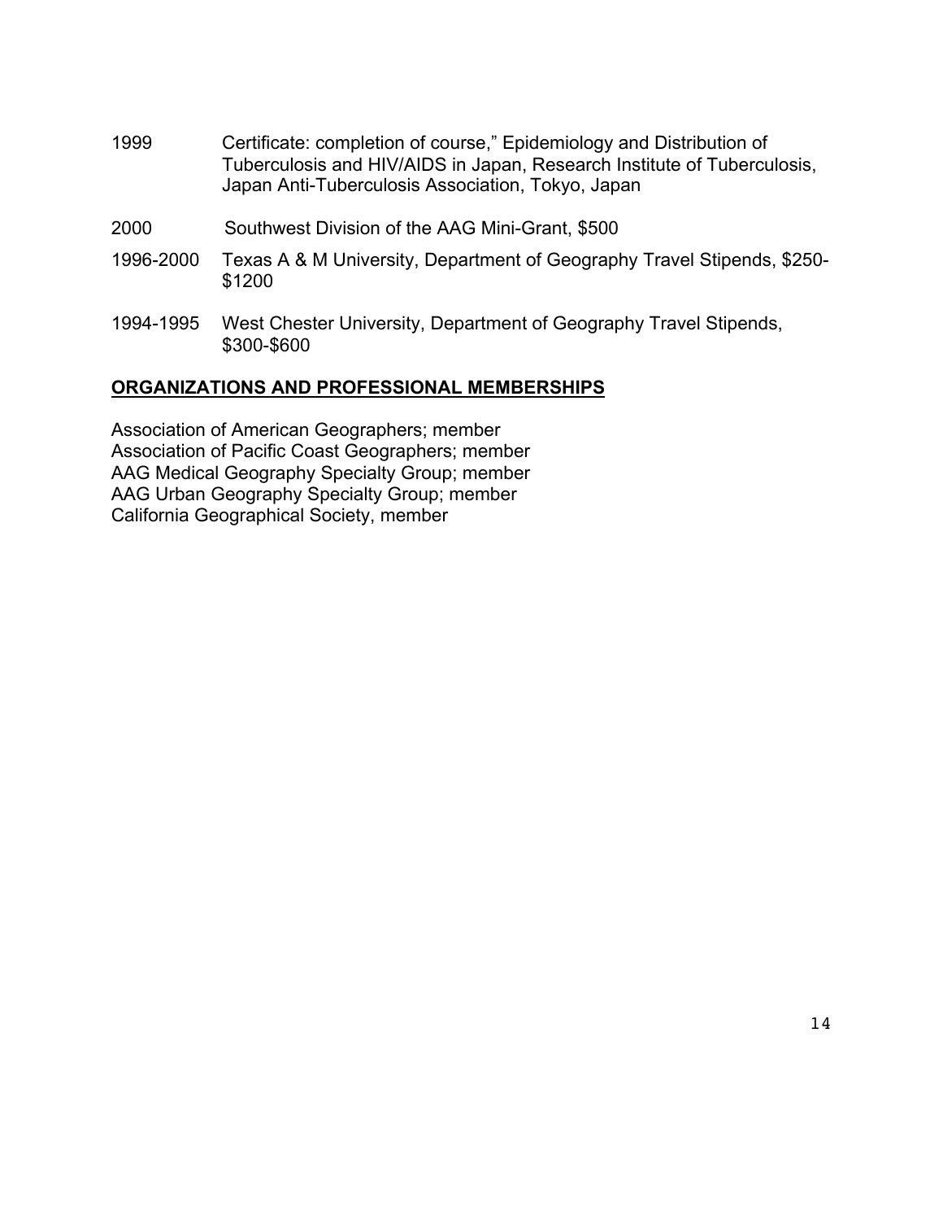1999 Certificate: completion of course," Epidemiology and Distribution of Tuberculosis and HIV/AIDS in Japan, Research Institute of Tuberculosis, Japan Anti-Tuberculosis Association, Tokyo, Japan

2000 Southwest Division of the AAG Mini-Grant, $500

1996-2000 Texas A & M University, Department of Geography Travel Stipends, $250-$1200

1994-1995 West Chester University, Department of Geography Travel Stipends, $300-$600

## ORGANIZATIONS AND PROFESSIONAL MEMBERSHIPS

Association of American Geographers; member
Association of Pacific Coast Geographers; member
AAG Medical Geography Specialty Group; member
AAG Urban Geography Specialty Group; member
California Geographical Society, member